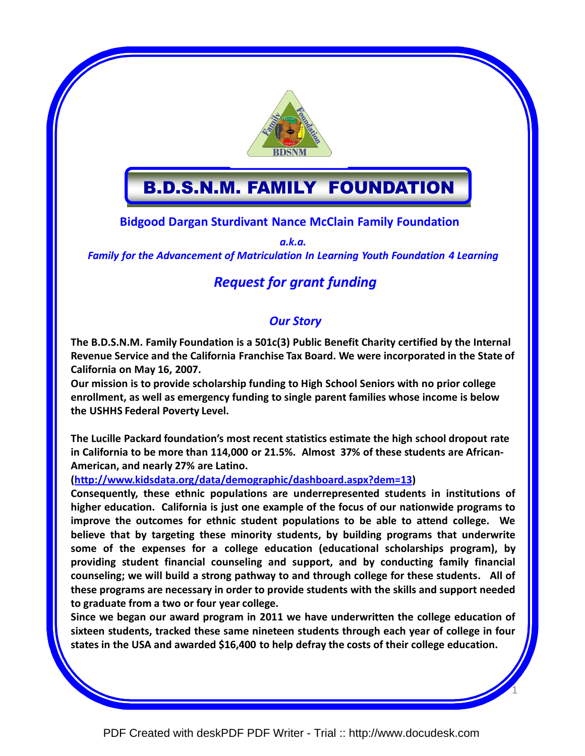# B.D.S.N.M. FAMILY FOUNDATION

**Bidgood Dargan Sturdivant Nance McClain Family Foundation**

***a.k.a.***

***Family for the Advancement of Matriculation In Learning Youth Foundation 4 Learning***

## *Request for grant funding*

### *Our Story*

**The B.D.S.N.M. Family Foundation is a 501c(3) Public Benefit Charity certified by the Internal Revenue Service and the California Franchise Tax Board. We were incorporated in the State of California on May 16, 2007.**

**Our mission is to provide scholarship funding to High School Seniors with no prior college enrollment, as well as emergency funding to single parent families whose income is below the USHHS Federal Poverty Level.**

**The Lucille Packard foundation's most recent statistics estimate the high school dropout rate in California to be more than 114,000 or 21.5%. Almost 37% of these students are African-American, and nearly 27% are Latino.**

**(http://www.kidsdata.org/data/demographic/dashboard.aspx?dem=13)**

**Consequently, these ethnic populations are underrepresented students in institutions of higher education. California is just one example of the focus of our nationwide programs to improve the outcomes for ethnic student populations to be able to attend college. We believe that by targeting these minority students, by building programs that underwrite some of the expenses for a college education (educational scholarships program), by providing student financial counseling and support, and by conducting family financial counseling; we will build a strong pathway to and through college for these students. All of these programs are necessary in order to provide students with the skills and support needed to graduate from a two or four year college.**

**Since we began our award program in 2011 we have underwritten the college education of sixteen students, tracked these same nineteen students through each year of college in four states in the USA and awarded $16,400 to help defray the costs of their college education.**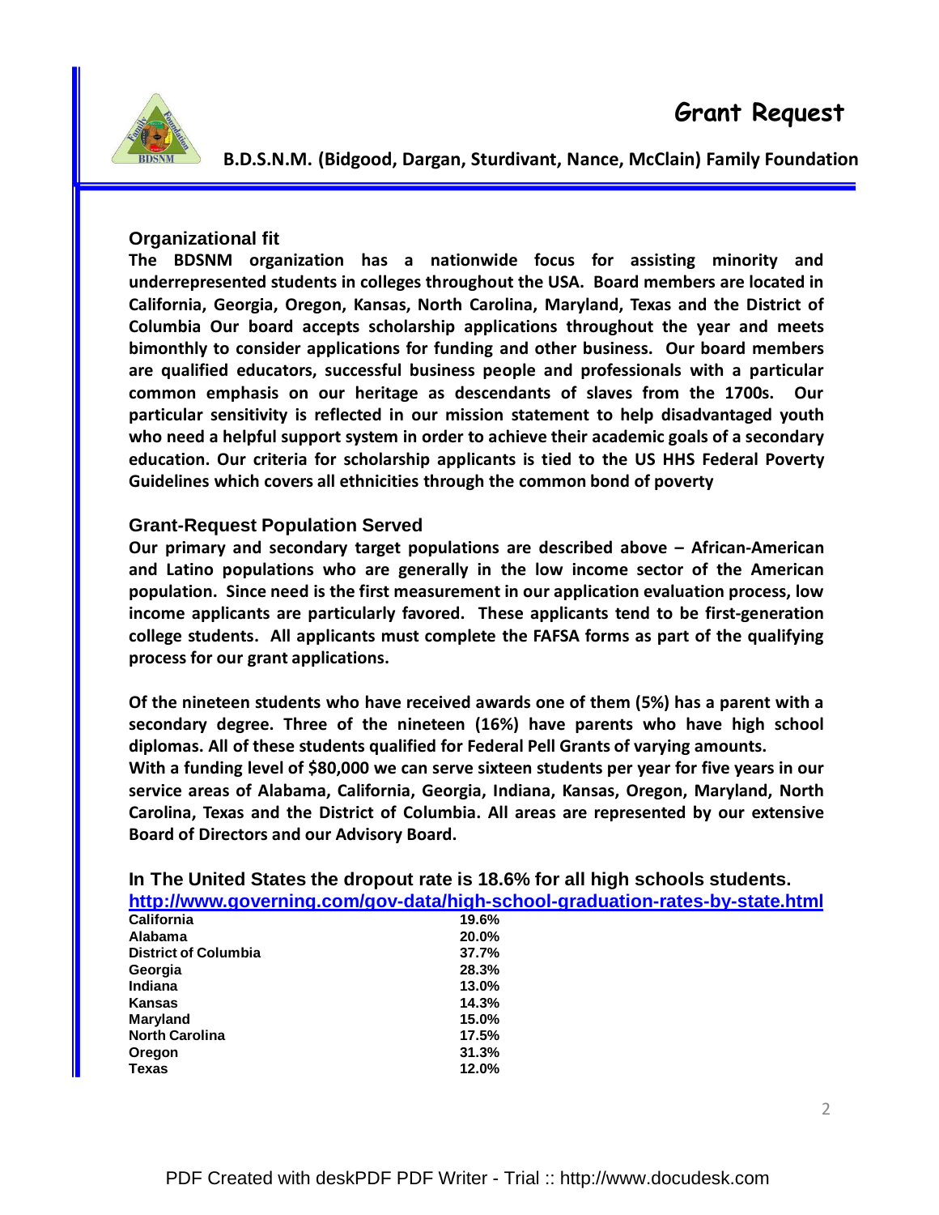# Grant Request

**B.D.S.N.M. (Bidgood, Dargan, Sturdivant, Nance, McClain) Family Foundation**

## Organizational fit

**The BDSNM organization has a nationwide focus for assisting minority and underrepresented students in colleges throughout the USA. Board members are located in California, Georgia, Oregon, Kansas, North Carolina, Maryland, Texas and the District of Columbia Our board accepts scholarship applications throughout the year and meets bimonthly to consider applications for funding and other business. Our board members are qualified educators, successful business people and professionals with a particular common emphasis on our heritage as descendants of slaves from the 1700s. Our particular sensitivity is reflected in our mission statement to help disadvantaged youth who need a helpful support system in order to achieve their academic goals of a secondary education. Our criteria for scholarship applicants is tied to the US HHS Federal Poverty Guidelines which covers all ethnicities through the common bond of poverty**

## Grant-Request Population Served

**Our primary and secondary target populations are described above – African-American and Latino populations who are generally in the low income sector of the American population. Since need is the first measurement in our application evaluation process, low income applicants are particularly favored. These applicants tend to be first-generation college students. All applicants must complete the FAFSA forms as part of the qualifying process for our grant applications.**

**Of the nineteen students who have received awards one of them (5%) has a parent with a secondary degree. Three of the nineteen (16%) have parents who have high school diplomas. All of these students qualified for Federal Pell Grants of varying amounts.**
**With a funding level of $80,000 we can serve sixteen students per year for five years in our service areas of Alabama, California, Georgia, Indiana, Kansas, Oregon, Maryland, North Carolina, Texas and the District of Columbia. All areas are represented by our extensive Board of Directors and our Advisory Board.**

**In The United States the dropout rate is 18.6% for all high schools students.**
**http://www.governing.com/gov-data/high-school-graduation-rates-by-state.html**

| State | Dropout Rate |
|---|---|
| **California** | **19.6%** |
| **Alabama** | **20.0%** |
| **District of Columbia** | **37.7%** |
| **Georgia** | **28.3%** |
| **Indiana** | **13.0%** |
| **Kansas** | **14.3%** |
| **Maryland** | **15.0%** |
| **North Carolina** | **17.5%** |
| **Oregon** | **31.3%** |
| **Texas** | **12.0%** |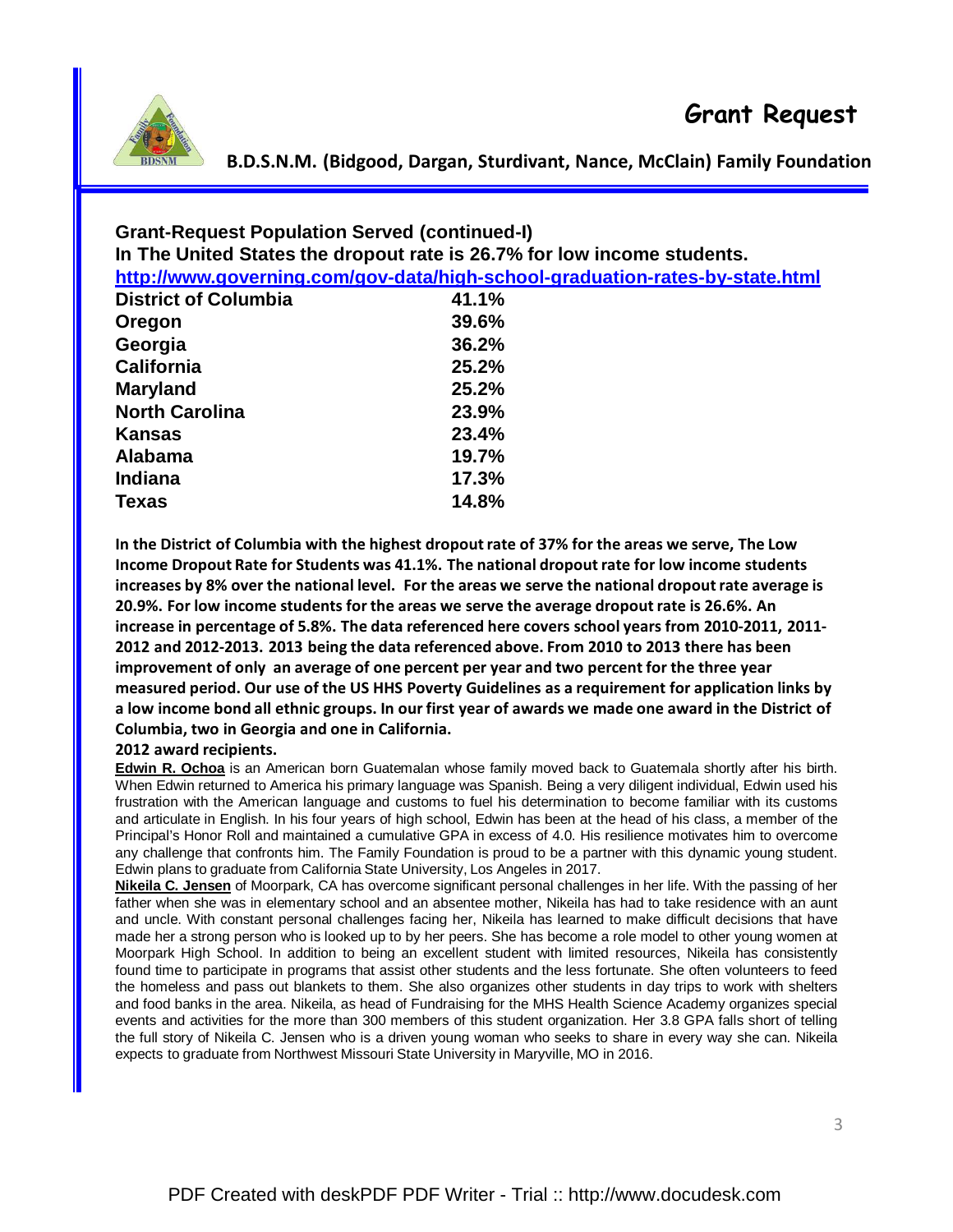## Grant-Request Population Served (continued-I)

**In The United States the dropout rate is 26.7% for low income students.**

**http://www.governing.com/gov-data/high-school-graduation-rates-by-state.html**

| | |
|---|---|
| **District of Columbia** | **41.1%** |
| **Oregon** | **39.6%** |
| **Georgia** | **36.2%** |
| **California** | **25.2%** |
| **Maryland** | **25.2%** |
| **North Carolina** | **23.9%** |
| **Kansas** | **23.4%** |
| **Alabama** | **19.7%** |
| **Indiana** | **17.3%** |
| **Texas** | **14.8%** |

**In the District of Columbia with the highest dropout rate of 37% for the areas we serve, The Low Income Dropout Rate for Students was 41.1%. The national dropout rate for low income students increases by 8% over the national level. For the areas we serve the national dropout rate average is 20.9%. For low income students for the areas we serve the average dropout rate is 26.6%. An increase in percentage of 5.8%. The data referenced here covers school years from 2010-2011, 2011-2012 and 2012-2013. 2013 being the data referenced above. From 2010 to 2013 there has been improvement of only an average of one percent per year and two percent for the three year measured period. Our use of the US HHS Poverty Guidelines as a requirement for application links by a low income bond all ethnic groups. In our first year of awards we made one award in the District of Columbia, two in Georgia and one in California.**

**2012 award recipients.**

**Edwin R. Ochoa** is an American born Guatemalan whose family moved back to Guatemala shortly after his birth. When Edwin returned to America his primary language was Spanish. Being a very diligent individual, Edwin used his frustration with the American language and customs to fuel his determination to become familiar with its customs and articulate in English. In his four years of high school, Edwin has been at the head of his class, a member of the Principal's Honor Roll and maintained a cumulative GPA in excess of 4.0. His resilience motivates him to overcome any challenge that confronts him. The Family Foundation is proud to be a partner with this dynamic young student. Edwin plans to graduate from California State University, Los Angeles in 2017.

**Nikeila C. Jensen** of Moorpark, CA has overcome significant personal challenges in her life. With the passing of her father when she was in elementary school and an absentee mother, Nikeila has had to take residence with an aunt and uncle. With constant personal challenges facing her, Nikeila has learned to make difficult decisions that have made her a strong person who is looked up to by her peers. She has become a role model to other young women at Moorpark High School. In addition to being an excellent student with limited resources, Nikeila has consistently found time to participate in programs that assist other students and the less fortunate. She often volunteers to feed the homeless and pass out blankets to them. She also organizes other students in day trips to work with shelters and food banks in the area. Nikeila, as head of Fundraising for the MHS Health Science Academy organizes special events and activities for the more than 300 members of this student organization. Her 3.8 GPA falls short of telling the full story of Nikeila C. Jensen who is a driven young woman who seeks to share in every way she can. Nikeila expects to graduate from Northwest Missouri State University in Maryville, MO in 2016.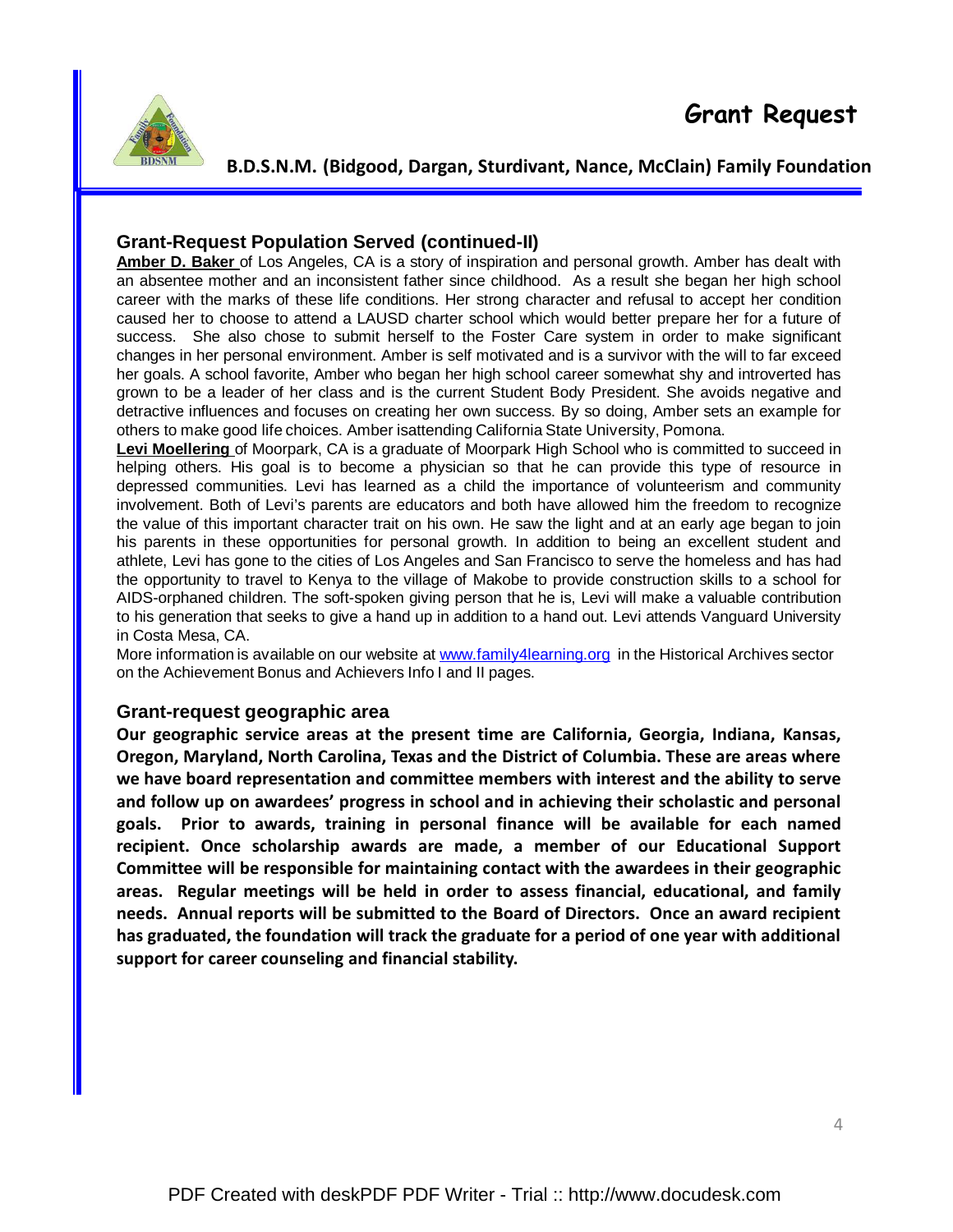## Grant-Request Population Served (continued-II)

**Amber D. Baker** of Los Angeles, CA is a story of inspiration and personal growth. Amber has dealt with an absentee mother and an inconsistent father since childhood. As a result she began her high school career with the marks of these life conditions. Her strong character and refusal to accept her condition caused her to choose to attend a LAUSD charter school which would better prepare her for a future of success. She also chose to submit herself to the Foster Care system in order to make significant changes in her personal environment. Amber is self motivated and is a survivor with the will to far exceed her goals. A school favorite, Amber who began her high school career somewhat shy and introverted has grown to be a leader of her class and is the current Student Body President. She avoids negative and detractive influences and focuses on creating her own success. By so doing, Amber sets an example for others to make good life choices. Amber isattending California State University, Pomona.

**Levi Moellering** of Moorpark, CA is a graduate of Moorpark High School who is committed to succeed in helping others. His goal is to become a physician so that he can provide this type of resource in depressed communities. Levi has learned as a child the importance of volunteerism and community involvement. Both of Levi's parents are educators and both have allowed him the freedom to recognize the value of this important character trait on his own. He saw the light and at an early age began to join his parents in these opportunities for personal growth. In addition to being an excellent student and athlete, Levi has gone to the cities of Los Angeles and San Francisco to serve the homeless and has had the opportunity to travel to Kenya to the village of Makobe to provide construction skills to a school for AIDS-orphaned children. The soft-spoken giving person that he is, Levi will make a valuable contribution to his generation that seeks to give a hand up in addition to a hand out. Levi attends Vanguard University in Costa Mesa, CA.

More information is available on our website at www.family4learning.org in the Historical Archives sector on the Achievement Bonus and Achievers Info I and II pages.

## Grant-request geographic area

**Our geographic service areas at the present time are California, Georgia, Indiana, Kansas, Oregon, Maryland, North Carolina, Texas and the District of Columbia. These are areas where we have board representation and committee members with interest and the ability to serve and follow up on awardees' progress in school and in achieving their scholastic and personal goals. Prior to awards, training in personal finance will be available for each named recipient. Once scholarship awards are made, a member of our Educational Support Committee will be responsible for maintaining contact with the awardees in their geographic areas. Regular meetings will be held in order to assess financial, educational, and family needs. Annual reports will be submitted to the Board of Directors. Once an award recipient has graduated, the foundation will track the graduate for a period of one year with additional support for career counseling and financial stability.**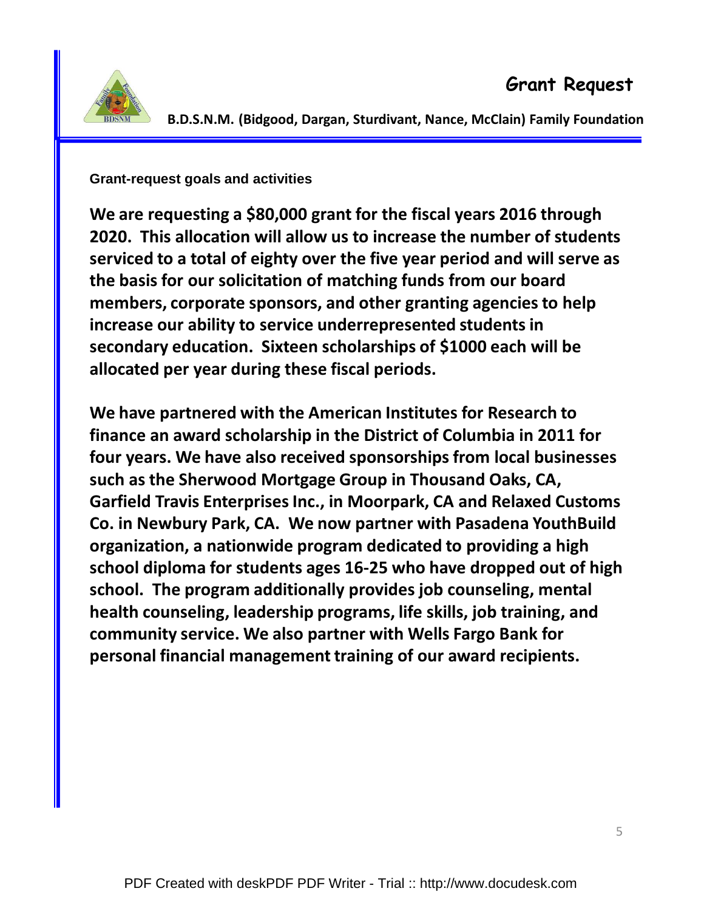# Grant Request

**B.D.S.N.M. (Bidgood, Dargan, Sturdivant, Nance, McClain) Family Foundation**

**Grant-request goals and activities**

**We are requesting a $80,000 grant for the fiscal years 2016 through 2020. This allocation will allow us to increase the number of students serviced to a total of eighty over the five year period and will serve as the basis for our solicitation of matching funds from our board members, corporate sponsors, and other granting agencies to help increase our ability to service underrepresented students in secondary education. Sixteen scholarships of $1000 each will be allocated per year during these fiscal periods.**

**We have partnered with the American Institutes for Research to finance an award scholarship in the District of Columbia in 2011 for four years. We have also received sponsorships from local businesses such as the Sherwood Mortgage Group in Thousand Oaks, CA, Garfield Travis Enterprises Inc., in Moorpark, CA and Relaxed Customs Co. in Newbury Park, CA. We now partner with Pasadena YouthBuild organization, a nationwide program dedicated to providing a high school diploma for students ages 16-25 who have dropped out of high school. The program additionally provides job counseling, mental health counseling, leadership programs, life skills, job training, and community service. We also partner with Wells Fargo Bank for personal financial management training of our award recipients.**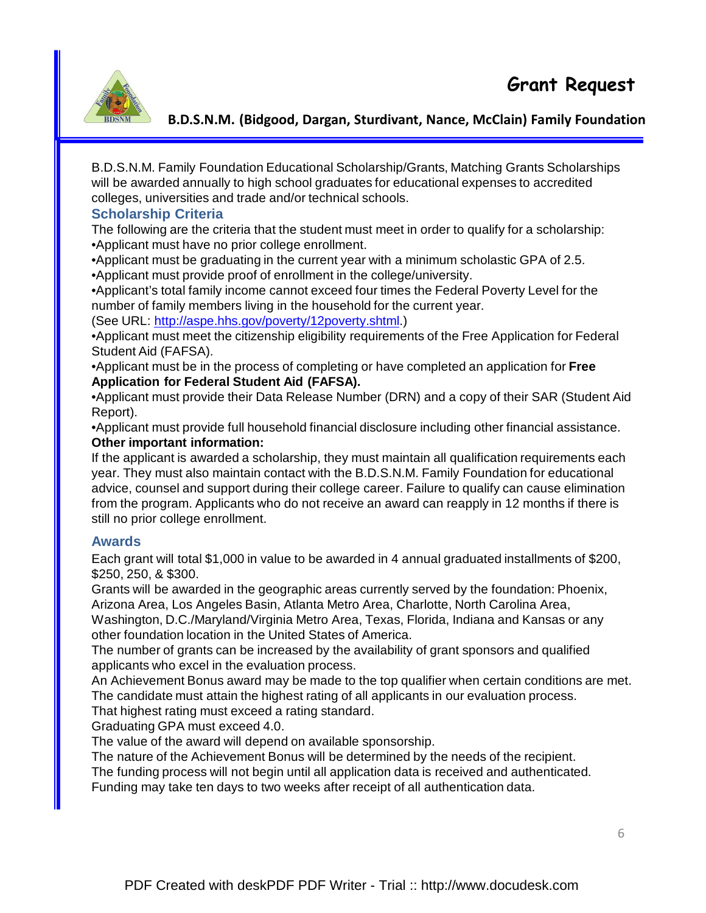# Grant Request

**B.D.S.N.M. (Bidgood, Dargan, Sturdivant, Nance, McClain) Family Foundation**

B.D.S.N.M. Family Foundation Educational Scholarship/Grants, Matching Grants Scholarships will be awarded annually to high school graduates for educational expenses to accredited colleges, universities and trade and/or technical schools.

## Scholarship Criteria

The following are the criteria that the student must meet in order to qualify for a scholarship:

- Applicant must have no prior college enrollment.
- Applicant must be graduating in the current year with a minimum scholastic GPA of 2.5.
- Applicant must provide proof of enrollment in the college/university.
- Applicant's total family income cannot exceed four times the Federal Poverty Level for the number of family members living in the household for the current year. (See URL: http://aspe.hhs.gov/poverty/12poverty.shtml.)
- Applicant must meet the citizenship eligibility requirements of the Free Application for Federal Student Aid (FAFSA).
- Applicant must be in the process of completing or have completed an application for **Free Application for Federal Student Aid (FAFSA).**
- Applicant must provide their Data Release Number (DRN) and a copy of their SAR (Student Aid Report).
- Applicant must provide full household financial disclosure including other financial assistance.

**Other important information:**

If the applicant is awarded a scholarship, they must maintain all qualification requirements each year. They must also maintain contact with the B.D.S.N.M. Family Foundation for educational advice, counsel and support during their college career. Failure to qualify can cause elimination from the program. Applicants who do not receive an award can reapply in 12 months if there is still no prior college enrollment.

## Awards

Each grant will total $1,000 in value to be awarded in 4 annual graduated installments of $200, $250, 250, & $300.

Grants will be awarded in the geographic areas currently served by the foundation: Phoenix, Arizona Area, Los Angeles Basin, Atlanta Metro Area, Charlotte, North Carolina Area, Washington, D.C./Maryland/Virginia Metro Area, Texas, Florida, Indiana and Kansas or any other foundation location in the United States of America.

The number of grants can be increased by the availability of grant sponsors and qualified applicants who excel in the evaluation process.

An Achievement Bonus award may be made to the top qualifier when certain conditions are met.
The candidate must attain the highest rating of all applicants in our evaluation process.
That highest rating must exceed a rating standard.
Graduating GPA must exceed 4.0.
The value of the award will depend on available sponsorship.
The nature of the Achievement Bonus will be determined by the needs of the recipient.
The funding process will not begin until all application data is received and authenticated.
Funding may take ten days to two weeks after receipt of all authentication data.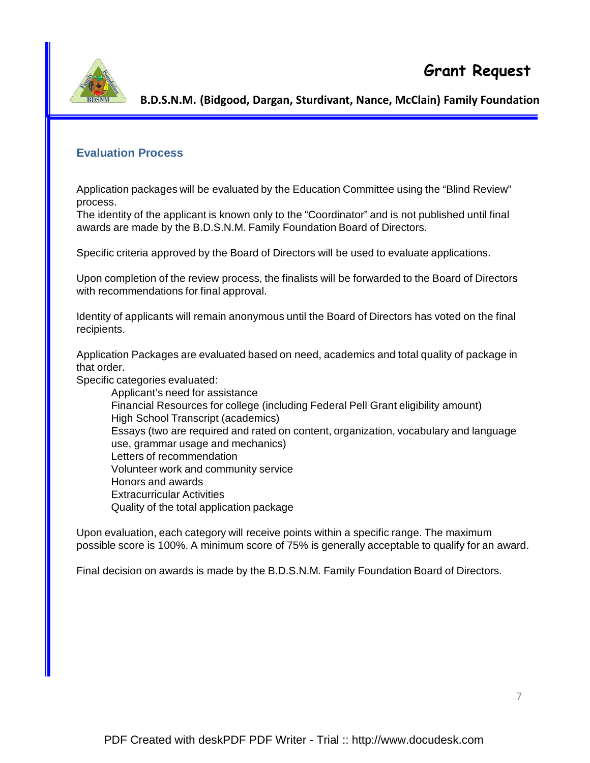## Evaluation Process

Application packages will be evaluated by the Education Committee using the "Blind Review" process.
The identity of the applicant is known only to the "Coordinator" and is not published until final awards are made by the B.D.S.N.M. Family Foundation Board of Directors.

Specific criteria approved by the Board of Directors will be used to evaluate applications.

Upon completion of the review process, the finalists will be forwarded to the Board of Directors with recommendations for final approval.

Identity of applicants will remain anonymous until the Board of Directors has voted on the final recipients.

Application Packages are evaluated based on need, academics and total quality of package in that order.
Specific categories evaluated:

- Applicant's need for assistance
- Financial Resources for college (including Federal Pell Grant eligibility amount)
- High School Transcript (academics)
- Essays (two are required and rated on content, organization, vocabulary and language use, grammar usage and mechanics)
- Letters of recommendation
- Volunteer work and community service
- Honors and awards
- Extracurricular Activities
- Quality of the total application package

Upon evaluation, each category will receive points within a specific range. The maximum possible score is 100%. A minimum score of 75% is generally acceptable to qualify for an award.

Final decision on awards is made by the B.D.S.N.M. Family Foundation Board of Directors.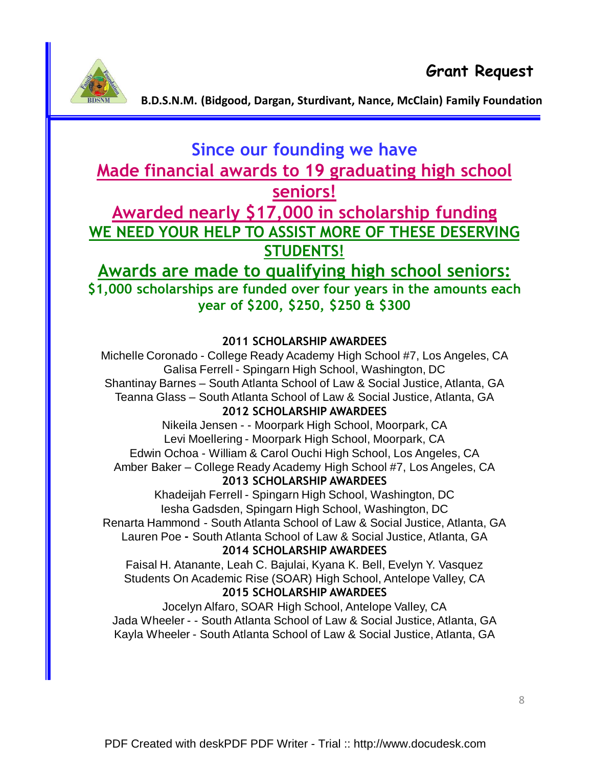# Since our founding we have

## Made financial awards to 19 graduating high school seniors!

## Awarded nearly $17,000 in scholarship funding

## WE NEED YOUR HELP TO ASSIST MORE OF THESE DESERVING STUDENTS!

## Awards are made to qualifying high school seniors:

**$1,000 scholarships are funded over four years in the amounts each year of $200, $250, $250 & $300**

### 2011 SCHOLARSHIP AWARDEES

Michelle Coronado - College Ready Academy High School #7, Los Angeles, CA
Galisa Ferrell - Spingarn High School, Washington, DC
Shantinay Barnes – South Atlanta School of Law & Social Justice, Atlanta, GA
Teanna Glass – South Atlanta School of Law & Social Justice, Atlanta, GA

### 2012 SCHOLARSHIP AWARDEES

Nikeila Jensen - - Moorpark High School, Moorpark, CA
Levi Moellering - Moorpark High School, Moorpark, CA
Edwin Ochoa - William & Carol Ouchi High School, Los Angeles, CA
Amber Baker – College Ready Academy High School #7, Los Angeles, CA

### 2013 SCHOLARSHIP AWARDEES

Khadeijah Ferrell - Spingarn High School, Washington, DC
Iesha Gadsden, Spingarn High School, Washington, DC
Renarta Hammond - South Atlanta School of Law & Social Justice, Atlanta, GA
Lauren Poe - South Atlanta School of Law & Social Justice, Atlanta, GA

### 2014 SCHOLARSHIP AWARDEES

Faisal H. Atanante, Leah C. Bajulai, Kyana K. Bell, Evelyn Y. Vasquez
Students On Academic Rise (SOAR) High School, Antelope Valley, CA

### 2015 SCHOLARSHIP AWARDEES

Jocelyn Alfaro, SOAR High School, Antelope Valley, CA
Jada Wheeler - - South Atlanta School of Law & Social Justice, Atlanta, GA
Kayla Wheeler - South Atlanta School of Law & Social Justice, Atlanta, GA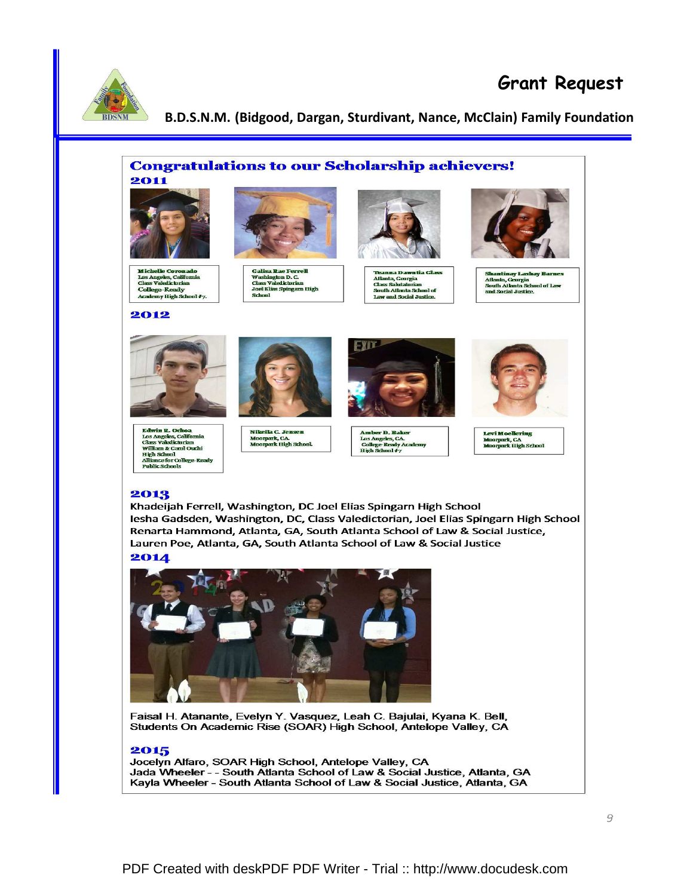# Grant Request

**B.D.S.N.M. (Bidgood, Dargan, Sturdivant, Nance, McClain) Family Foundation**

## Congratulations to our Scholarship achievers!

### 2011

Michelle Coronado
Los Angeles, California
Class Valedictorian
College-Ready
Academy High School #7.

Galisa Rae Ferrell
Washington D. C.
Class Valedictorian
Joel Elias Spingarn High School

Teanna Dawntia Class
Atlanta, Georgia
Class Salutatorian
South Atlanta School of Law and Social Justice.

Shantinay Lashay Barnes
Atlanta, Georgia
South Atlanta School of Law and Social Justice.

### 2012

Edwin R. Ochoa
Los Angeles, California
Class Valedictorian
William & Carol Ouchi High School
Alliance for College-Ready Public Schools

Nikeila C. Jensen
Moorpark, CA.
Moorpark High School.

Amber D. Baker
Los Angeles, CA.
College-Ready Academy High School #7

Levi Moellering
Moorpark, CA
Moorpark High School

### 2013

Khadeijah Ferrell, Washington, DC Joel Elias Spingarn High School
Iesha Gadsden, Washington, DC, Class Valedictorian, Joel Elias Spingarn High School
Renarta Hammond, Atlanta, GA, South Atlanta School of Law & Social Justice,
Lauren Poe, Atlanta, GA, South Atlanta School of Law & Social Justice

### 2014

Faisal H. Atanante, Evelyn Y. Vasquez, Leah C. Bajulai, Kyana K. Bell,
Students On Academic Rise (SOAR) High School, Antelope Valley, CA

### 2015

Jocelyn Alfaro, SOAR High School, Antelope Valley, CA
Jada Wheeler - - South Atlanta School of Law & Social Justice, Atlanta, GA
Kayla Wheeler - South Atlanta School of Law & Social Justice, Atlanta, GA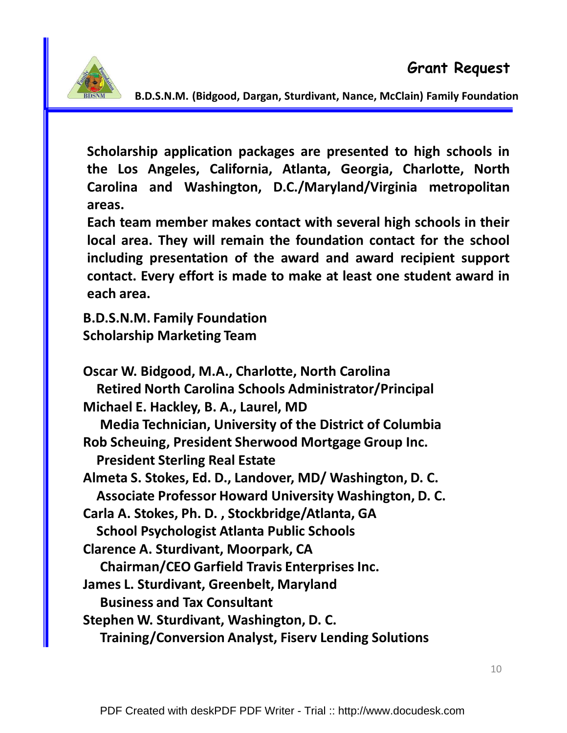Scholarship application packages are presented to high schools in the Los Angeles, California, Atlanta, Georgia, Charlotte, North Carolina and Washington, D.C./Maryland/Virginia metropolitan areas.

Each team member makes contact with several high schools in their local area. They will remain the foundation contact for the school including presentation of the award and award recipient support contact. Every effort is made to make at least one student award in each area.

**B.D.S.N.M. Family Foundation**
**Scholarship Marketing Team**

**Oscar W. Bidgood, M.A., Charlotte, North Carolina**
Retired North Carolina Schools Administrator/Principal

**Michael E. Hackley, B. A., Laurel, MD**
Media Technician, University of the District of Columbia

**Rob Scheuing, President Sherwood Mortgage Group Inc.**
President Sterling Real Estate

**Almeta S. Stokes, Ed. D., Landover, MD/ Washington, D. C.**
Associate Professor Howard University Washington, D. C.

**Carla A. Stokes, Ph. D. , Stockbridge/Atlanta, GA**
School Psychologist Atlanta Public Schools

**Clarence A. Sturdivant, Moorpark, CA**
Chairman/CEO Garfield Travis Enterprises Inc.

**James L. Sturdivant, Greenbelt, Maryland**
Business and Tax Consultant

**Stephen W. Sturdivant, Washington, D. C.**
Training/Conversion Analyst, Fiserv Lending Solutions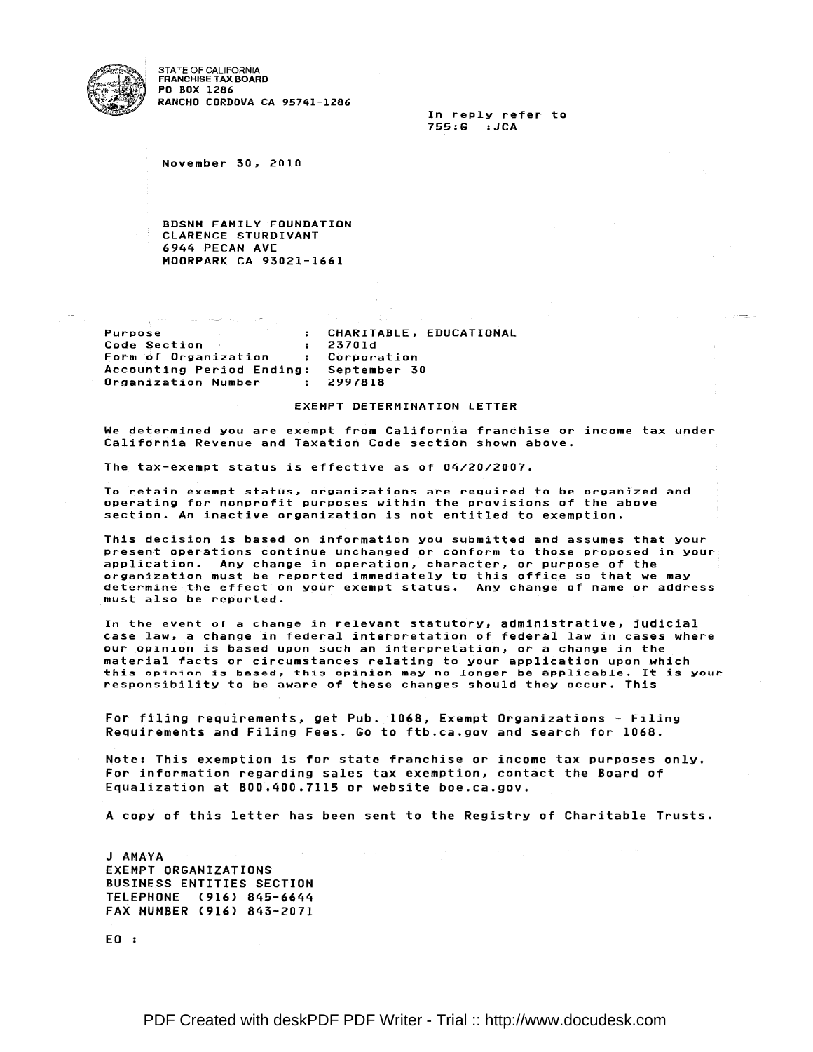STATE OF CALIFORNIA
**FRANCHISE TAX BOARD**
PO BOX 1286
RANCHO CORDOVA CA 95741-1286

In reply refer to
755:G :JCA

November 30, 2010

BDSNM FAMILY FOUNDATION
CLARENCE STURDIVANT
6944 PECAN AVE
MOORPARK CA 93021-1661

Purpose : CHARITABLE, EDUCATIONAL
Code Section : 23701d
Form of Organization : Corporation
Accounting Period Ending: September 30
Organization Number : 2997818

## EXEMPT DETERMINATION LETTER

We determined you are exempt from California franchise or income tax under California Revenue and Taxation Code section shown above.

The tax-exempt status is effective as of 04/20/2007.

To retain exempt status, organizations are required to be organized and operating for nonprofit purposes within the provisions of the above section. An inactive organization is not entitled to exemption.

This decision is based on information you submitted and assumes that your present operations continue unchanged or conform to those proposed in your application. Any change in operation, character, or purpose of the organization must be reported immediately to this office so that we may determine the effect on your exempt status. Any change of name or address must also be reported.

In the event of a change in relevant statutory, administrative, judicial case law, a change in federal interpretation of federal law in cases where our opinion is based upon such an interpretation, or a change in the material facts or circumstances relating to your application upon which this opinion is based, this opinion may no longer be applicable. It is your responsibility to be aware of these changes should they occur. This

For filing requirements, get Pub. 1068, Exempt Organizations - Filing Requirements and Filing Fees. Go to ftb.ca.gov and search for 1068.

Note: This exemption is for state franchise or income tax purposes only. For information regarding sales tax exemption, contact the Board of Equalization at 800.400.7115 or website boe.ca.gov.

A copy of this letter has been sent to the Registry of Charitable Trusts.

J AMAYA
EXEMPT ORGANIZATIONS
BUSINESS ENTITIES SECTION
TELEPHONE (916) 845-6644
FAX NUMBER (916) 843-2071

EO :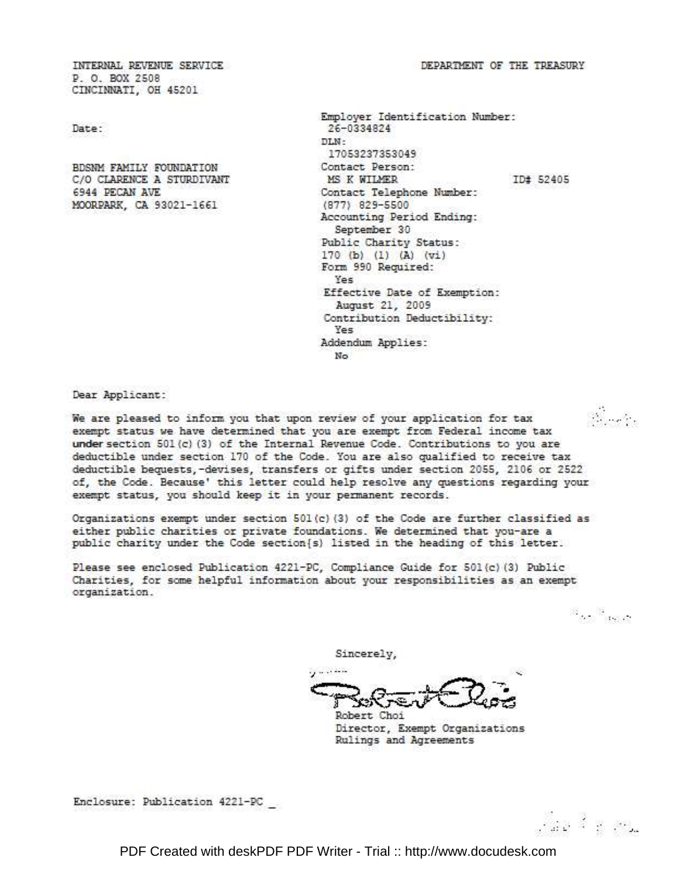INTERNAL REVENUE SERVICE
P. O. BOX 2508
CINCINNATI, OH 45201

DEPARTMENT OF THE TREASURY

Date:

BDSNM FAMILY FOUNDATION
C/O CLARENCE A STURDIVANT
6944 PECAN AVE
MOORPARK, CA 93021-1661

Employer Identification Number:
26-0334824
DLN:
17053237353049
Contact Person:
MS K WILMER ID# 52405
Contact Telephone Number:
(877) 829-5500
Accounting Period Ending:
September 30
Public Charity Status:
170 (b) (1) (A) (vi)
Form 990 Required:
Yes
Effective Date of Exemption:
August 21, 2009
Contribution Deductibility:
Yes
Addendum Applies:
No

Dear Applicant:

We are pleased to inform you that upon review of your application for tax exempt status we have determined that you are exempt from Federal income tax under section 501(c)(3) of the Internal Revenue Code. Contributions to you are deductible under section 170 of the Code. You are also qualified to receive tax deductible bequests,-devises, transfers or gifts under section 2055, 2106 or 2522 of, the Code. Because' this letter could help resolve any questions regarding your exempt status, you should keep it in your permanent records.

Organizations exempt under section 501(c)(3) of the Code are further classified as either public charities or private foundations. We determined that you-are a public charity under the Code section(s) listed in the heading of this letter.

Please see enclosed Publication 4221-PC, Compliance Guide for 501(c)(3) Public Charities, for some helpful information about your responsibilities as an exempt organization.

Sincerely,

Robert Choi
Director, Exempt Organizations
Rulings and Agreements

Enclosure: Publication 4221-PC

PDF Created with deskPDF PDF Writer - Trial :: http://www.docudesk.com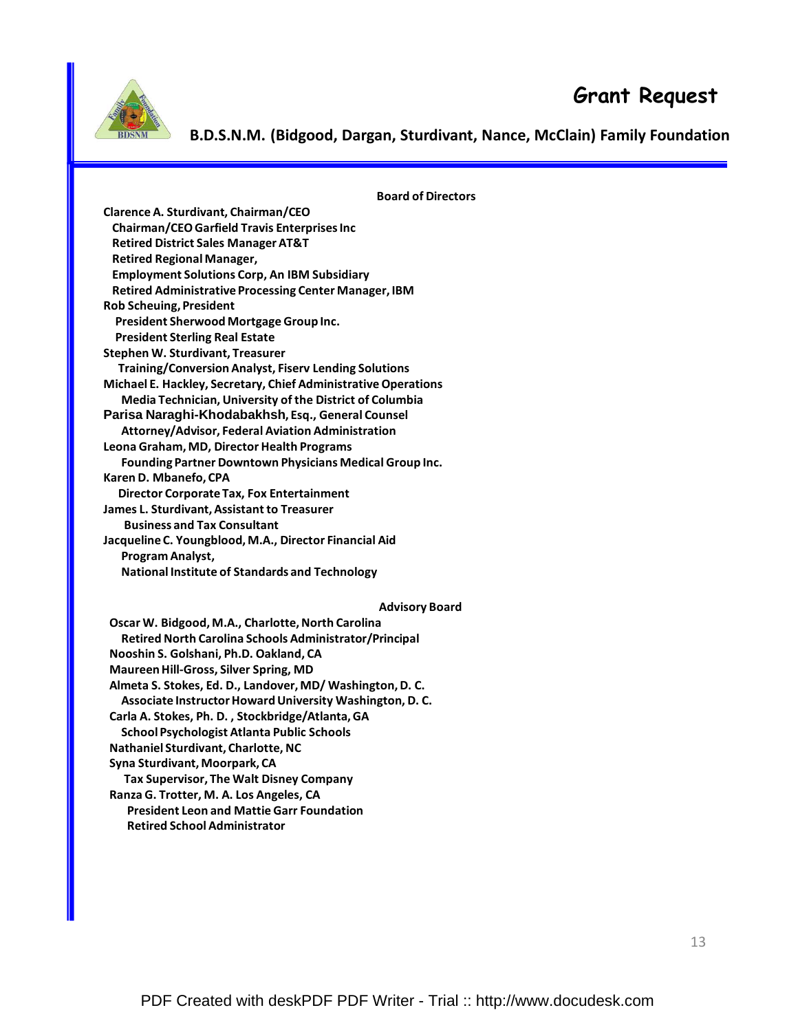# Grant Request

## B.D.S.N.M. (Bidgood, Dargan, Sturdivant, Nance, McClain) Family Foundation

### Board of Directors

**Clarence A. Sturdivant, Chairman/CEO**
**Chairman/CEO Garfield Travis Enterprises Inc**
**Retired District Sales Manager AT&T**
**Retired Regional Manager,**
**Employment Solutions Corp, An IBM Subsidiary**
**Retired Administrative Processing Center Manager, IBM**

**Rob Scheuing, President**
**President Sherwood Mortgage Group Inc.**
**President Sterling Real Estate**

**Stephen W. Sturdivant, Treasurer**
**Training/Conversion Analyst, Fiserv Lending Solutions**

**Michael E. Hackley, Secretary, Chief Administrative Operations**
**Media Technician, University of the District of Columbia**

**Parisa Naraghi-Khodabakhsh, Esq., General Counsel**
**Attorney/Advisor, Federal Aviation Administration**

**Leona Graham, MD, Director Health Programs**
**Founding Partner Downtown Physicians Medical Group Inc.**

**Karen D. Mbanefo, CPA**
**Director Corporate Tax, Fox Entertainment**

**James L. Sturdivant, Assistant to Treasurer**
**Business and Tax Consultant**

**Jacqueline C. Youngblood, M.A., Director Financial Aid**
**Program Analyst,**
**National Institute of Standards and Technology**

### Advisory Board

**Oscar W. Bidgood, M.A., Charlotte, North Carolina**
**Retired North Carolina Schools Administrator/Principal**

**Nooshin S. Golshani, Ph.D. Oakland, CA**

**Maureen Hill-Gross, Silver Spring, MD**

**Almeta S. Stokes, Ed. D., Landover, MD/ Washington, D. C.**
**Associate Instructor Howard University Washington, D. C.**

**Carla A. Stokes, Ph. D. , Stockbridge/Atlanta, GA**
**School Psychologist Atlanta Public Schools**

**Nathaniel Sturdivant, Charlotte, NC**

**Syna Sturdivant, Moorpark, CA**
**Tax Supervisor, The Walt Disney Company**

**Ranza G. Trotter, M. A. Los Angeles, CA**
**President Leon and Mattie Garr Foundation**
**Retired School Administrator**